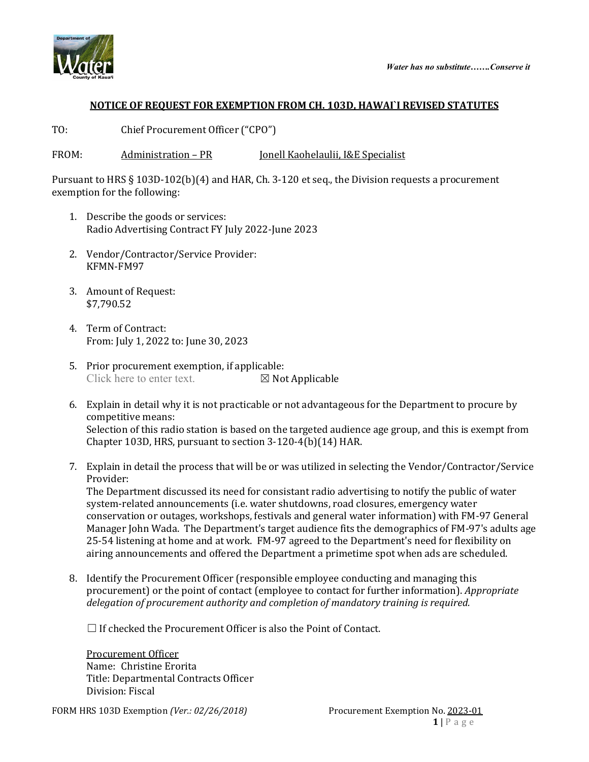*Water has no substitute…….Conserve it*

## NOTICE OF REQUEST FOR EXEMPTION FROM CH. 103D, HAWAI`I REVISED STATUTES

TO: Chief Procurement Officer ("CPO")

FROM: Administration – PR Jonell Kaohelaulii, I&E Specialist

Pursuant to HRS § 103D-102(b)(4) and HAR, Ch. 3-120 et seq., the Division requests a procurement exemption for the following:

1. Describe the goods or services:
   Radio Advertising Contract FY July 2022-June 2023

2. Vendor/Contractor/Service Provider:
   KFMN-FM97

3. Amount of Request:
   $7,790.52

4. Term of Contract:
   From: July 1, 2022 to: June 30, 2023

5. Prior procurement exemption, if applicable:
   Click here to enter text. ☒ Not Applicable

6. Explain in detail why it is not practicable or not advantageous for the Department to procure by competitive means:
   Selection of this radio station is based on the targeted audience age group, and this is exempt from Chapter 103D, HRS, pursuant to section 3-120-4(b)(14) HAR.

7. Explain in detail the process that will be or was utilized in selecting the Vendor/Contractor/Service Provider:
   The Department discussed its need for consistant radio advertising to notify the public of water system-related announcements (i.e. water shutdowns, road closures, emergency water conservation or outages, workshops, festivals and general water information) with FM-97 General Manager John Wada. The Department's target audience fits the demographics of FM-97's adults age 25-54 listening at home and at work. FM-97 agreed to the Department's need for flexibility on airing announcements and offered the Department a primetime spot when ads are scheduled.

8. Identify the Procurement Officer (responsible employee conducting and managing this procurement) or the point of contact (employee to contact for further information). *Appropriate delegation of procurement authority and completion of mandatory training is required.*

   ☐ If checked the Procurement Officer is also the Point of Contact.

   Procurement Officer
   Name: Christine Erorita
   Title: Departmental Contracts Officer
   Division: Fiscal

FORM HRS 103D Exemption *(Ver.: 02/26/2018)* Procurement Exemption No. 2023-01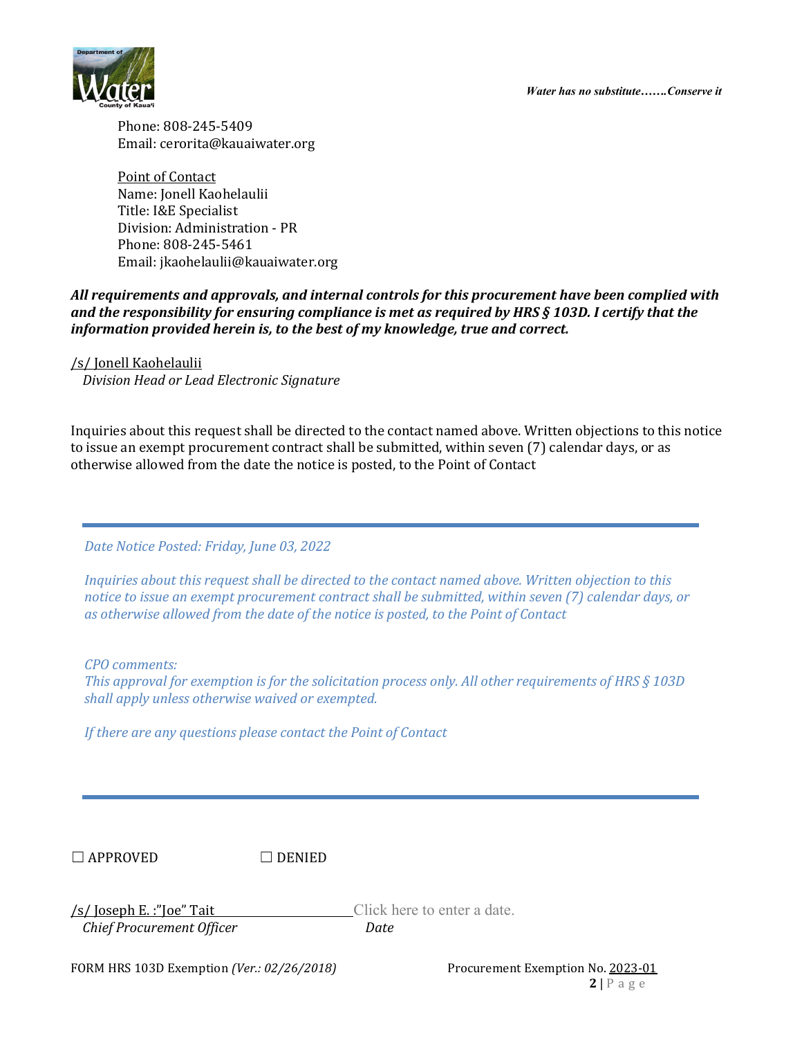Phone: 808-245-5409
Email: cerorita@kauaiwater.org

Point of Contact
Name: Jonell Kaohelaulii
Title: I&E Specialist
Division: Administration - PR
Phone: 808-245-5461
Email: jkaohelaulii@kauaiwater.org

***All requirements and approvals, and internal controls for this procurement have been complied with and the responsibility for ensuring compliance is met as required by HRS § 103D. I certify that the information provided herein is, to the best of my knowledge, true and correct.***

/s/ Jonell Kaohelaulii
*Division Head or Lead Electronic Signature*

Inquiries about this request shall be directed to the contact named above. Written objections to this notice to issue an exempt procurement contract shall be submitted, within seven (7) calendar days, or as otherwise allowed from the date the notice is posted, to the Point of Contact

---

*Date Notice Posted: Friday, June 03, 2022*

*Inquiries about this request shall be directed to the contact named above. Written objection to this notice to issue an exempt procurement contract shall be submitted, within seven (7) calendar days, or as otherwise allowed from the date of the notice is posted, to the Point of Contact*

*CPO comments:*
*This approval for exemption is for the solicitation process only. All other requirements of HRS § 103D shall apply unless otherwise waived or exempted.*

*If there are any questions please contact the Point of Contact*

---

☐ APPROVED ☐ DENIED

/s/ Joseph E. :"Joe" Tait — Click here to enter a date.
*Chief Procurement Officer* — *Date*

FORM HRS 103D Exemption *(Ver.: 02/26/2018)* Procurement Exemption No. 2023-01